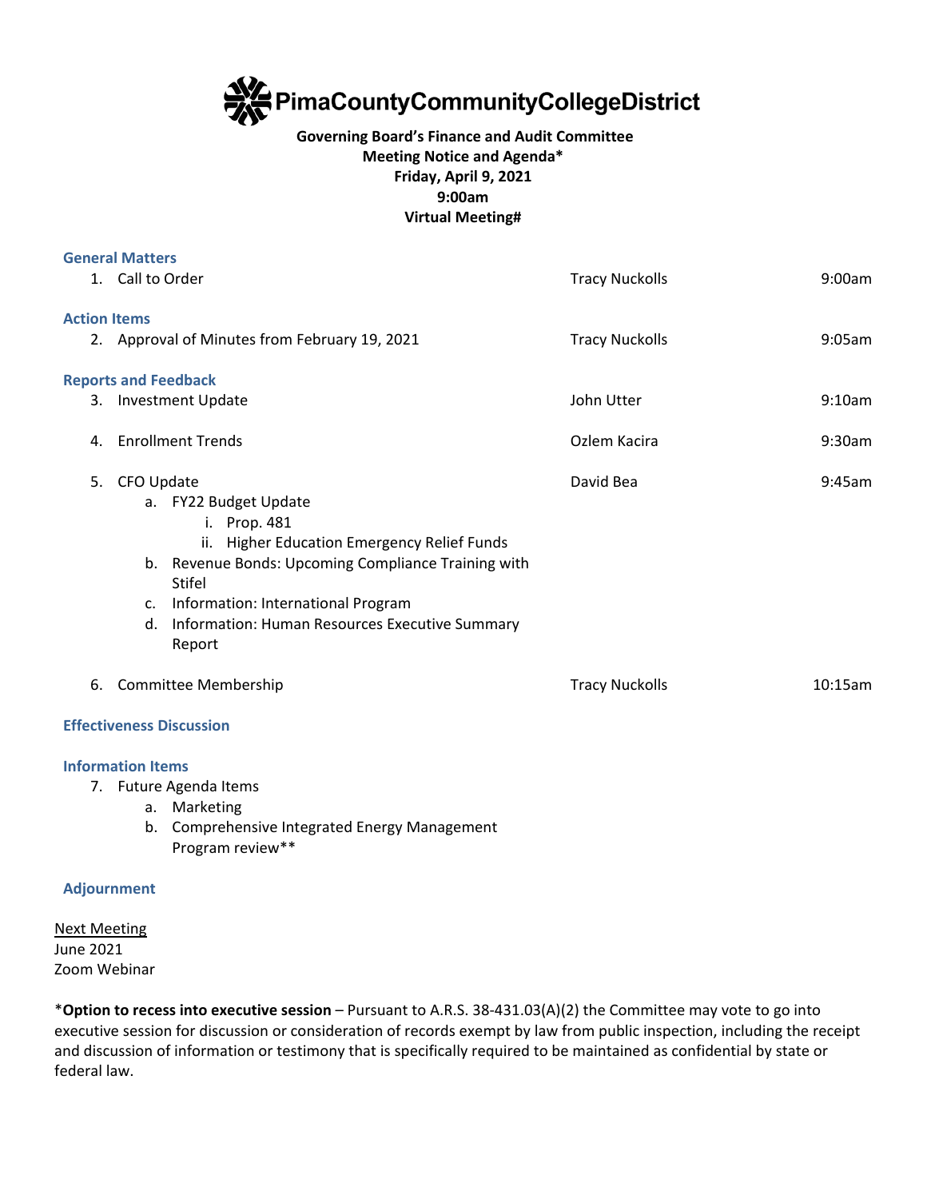# PimaCountyCommunityCollegeDistrict

**Governing Board's Finance and Audit Committee**
**Meeting Notice and Agenda***
**Friday, April 9, 2021**
**9:00am**
**Virtual Meeting#**

### General Matters

| | | |
|---|---|---|
| 1. Call to Order | Tracy Nuckolls | 9:00am |

### Action Items

| | | |
|---|---|---|
| 2. Approval of Minutes from February 19, 2021 | Tracy Nuckolls | 9:05am |

### Reports and Feedback

| | | |
|---|---|---|
| 3. Investment Update | John Utter | 9:10am |
| 4. Enrollment Trends | Ozlem Kacira | 9:30am |
| 5. CFO Update | David Bea | 9:45am |

a. FY22 Budget Update
   i. Prop. 481
   ii. Higher Education Emergency Relief Funds
b. Revenue Bonds: Upcoming Compliance Training with Stifel
c. Information: International Program
d. Information: Human Resources Executive Summary Report

| | | |
|---|---|---|
| 6. Committee Membership | Tracy Nuckolls | 10:15am |

### Effectiveness Discussion

### Information Items

7. Future Agenda Items
   a. Marketing
   b. Comprehensive Integrated Energy Management Program review**

### Adjournment

<u>Next Meeting</u>
June 2021
Zoom Webinar

***Option to recess into executive session** – Pursuant to A.R.S. 38-431.03(A)(2) the Committee may vote to go into executive session for discussion or consideration of records exempt by law from public inspection, including the receipt and discussion of information or testimony that is specifically required to be maintained as confidential by state or federal law.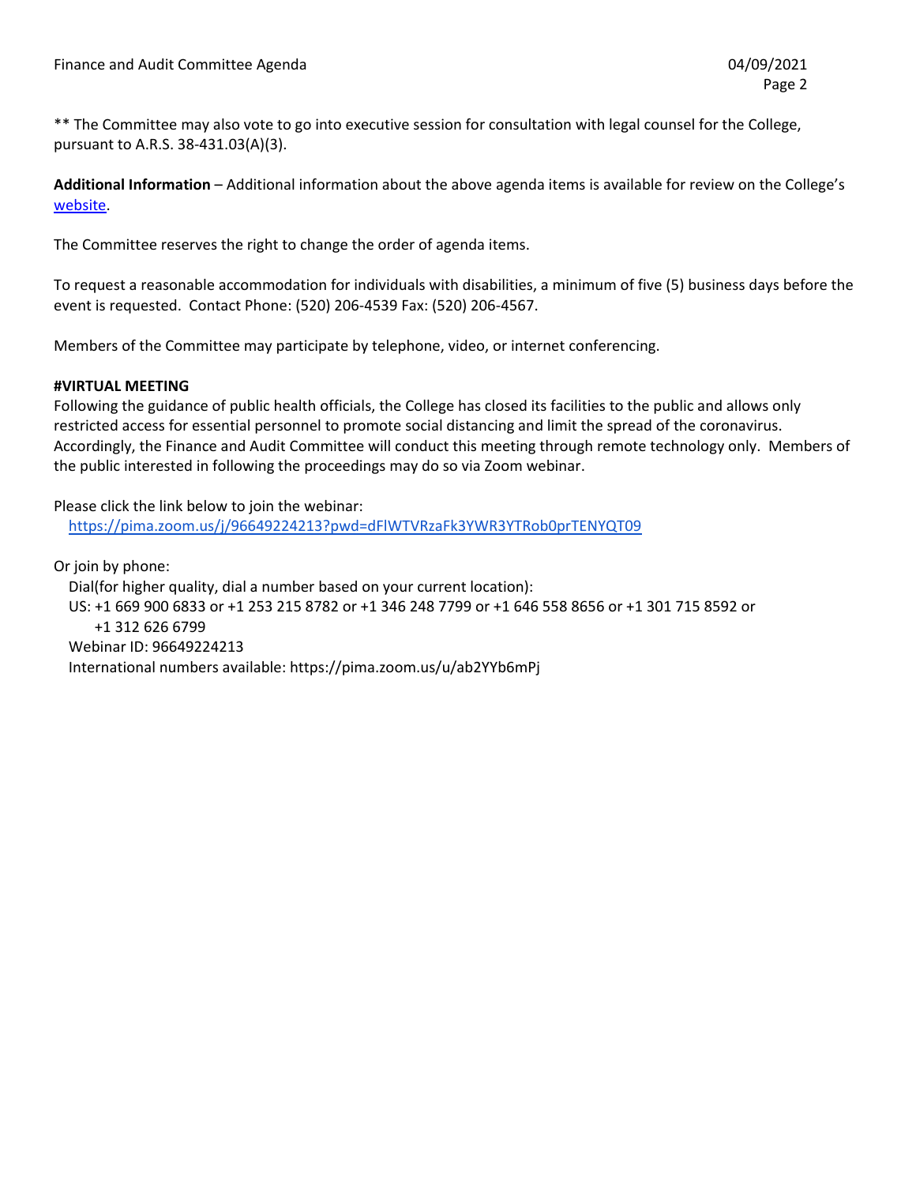** The Committee may also vote to go into executive session for consultation with legal counsel for the College, pursuant to A.R.S. 38-431.03(A)(3).

**Additional Information** – Additional information about the above agenda items is available for review on the College's website.

The Committee reserves the right to change the order of agenda items.

To request a reasonable accommodation for individuals with disabilities, a minimum of five (5) business days before the event is requested. Contact Phone: (520) 206-4539 Fax: (520) 206-4567.

Members of the Committee may participate by telephone, video, or internet conferencing.

**#VIRTUAL MEETING**

Following the guidance of public health officials, the College has closed its facilities to the public and allows only restricted access for essential personnel to promote social distancing and limit the spread of the coronavirus. Accordingly, the Finance and Audit Committee will conduct this meeting through remote technology only. Members of the public interested in following the proceedings may do so via Zoom webinar.

Please click the link below to join the webinar:
https://pima.zoom.us/j/96649224213?pwd=dFlWTVRzaFk3YWR3YTRob0prTENYQT09

Or join by phone:
Dial(for higher quality, dial a number based on your current location):
US: +1 669 900 6833 or +1 253 215 8782 or +1 346 248 7799 or +1 646 558 8656 or +1 301 715 8592 or +1 312 626 6799
Webinar ID: 96649224213
International numbers available: https://pima.zoom.us/u/ab2YYb6mPj